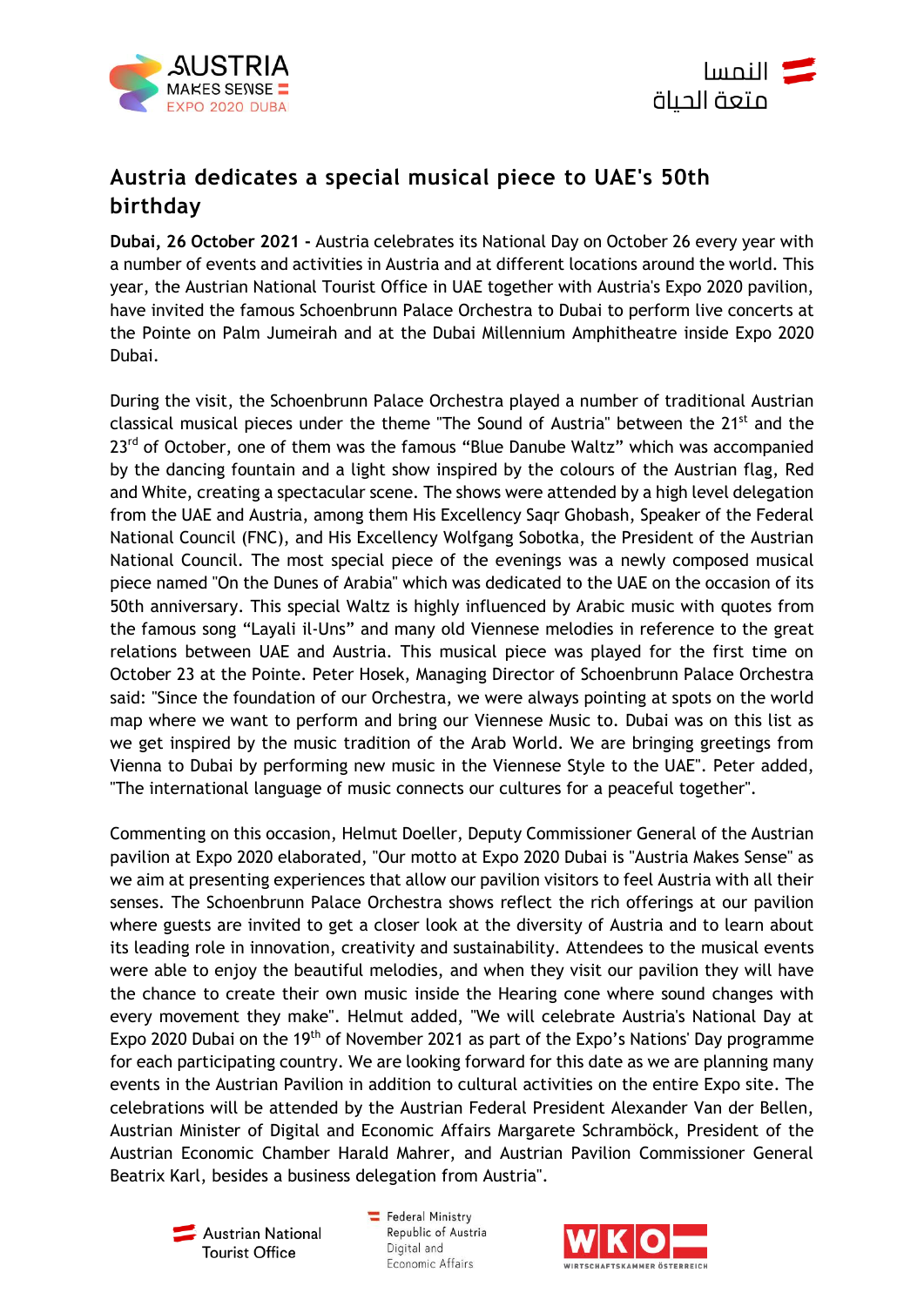# Austria dedicates a special musical piece to UAE's 50th birthday

**Dubai, 26 October 2021 -** Austria celebrates its National Day on October 26 every year with a number of events and activities in Austria and at different locations around the world. This year, the Austrian National Tourist Office in UAE together with Austria's Expo 2020 pavilion, have invited the famous Schoenbrunn Palace Orchestra to Dubai to perform live concerts at the Pointe on Palm Jumeirah and at the Dubai Millennium Amphitheatre inside Expo 2020 Dubai.

During the visit, the Schoenbrunn Palace Orchestra played a number of traditional Austrian classical musical pieces under the theme "The Sound of Austria" between the 21st and the 23rd of October, one of them was the famous "Blue Danube Waltz" which was accompanied by the dancing fountain and a light show inspired by the colours of the Austrian flag, Red and White, creating a spectacular scene. The shows were attended by a high level delegation from the UAE and Austria, among them His Excellency Saqr Ghobash, Speaker of the Federal National Council (FNC), and His Excellency Wolfgang Sobotka, the President of the Austrian National Council. The most special piece of the evenings was a newly composed musical piece named "On the Dunes of Arabia" which was dedicated to the UAE on the occasion of its 50th anniversary. This special Waltz is highly influenced by Arabic music with quotes from the famous song "Layali il-Uns" and many old Viennese melodies in reference to the great relations between UAE and Austria. This musical piece was played for the first time on October 23 at the Pointe. Peter Hosek, Managing Director of Schoenbrunn Palace Orchestra said: "Since the foundation of our Orchestra, we were always pointing at spots on the world map where we want to perform and bring our Viennese Music to. Dubai was on this list as we get inspired by the music tradition of the Arab World. We are bringing greetings from Vienna to Dubai by performing new music in the Viennese Style to the UAE". Peter added, "The international language of music connects our cultures for a peaceful together".

Commenting on this occasion, Helmut Doeller, Deputy Commissioner General of the Austrian pavilion at Expo 2020 elaborated, "Our motto at Expo 2020 Dubai is "Austria Makes Sense" as we aim at presenting experiences that allow our pavilion visitors to feel Austria with all their senses. The Schoenbrunn Palace Orchestra shows reflect the rich offerings at our pavilion where guests are invited to get a closer look at the diversity of Austria and to learn about its leading role in innovation, creativity and sustainability. Attendees to the musical events were able to enjoy the beautiful melodies, and when they visit our pavilion they will have the chance to create their own music inside the Hearing cone where sound changes with every movement they make". Helmut added, "We will celebrate Austria's National Day at Expo 2020 Dubai on the 19th of November 2021 as part of the Expo's Nations' Day programme for each participating country. We are looking forward for this date as we are planning many events in the Austrian Pavilion in addition to cultural activities on the entire Expo site. The celebrations will be attended by the Austrian Federal President Alexander Van der Bellen, Austrian Minister of Digital and Economic Affairs Margarete Schramböck, President of the Austrian Economic Chamber Harald Mahrer, and Austrian Pavilion Commissioner General Beatrix Karl, besides a business delegation from Austria".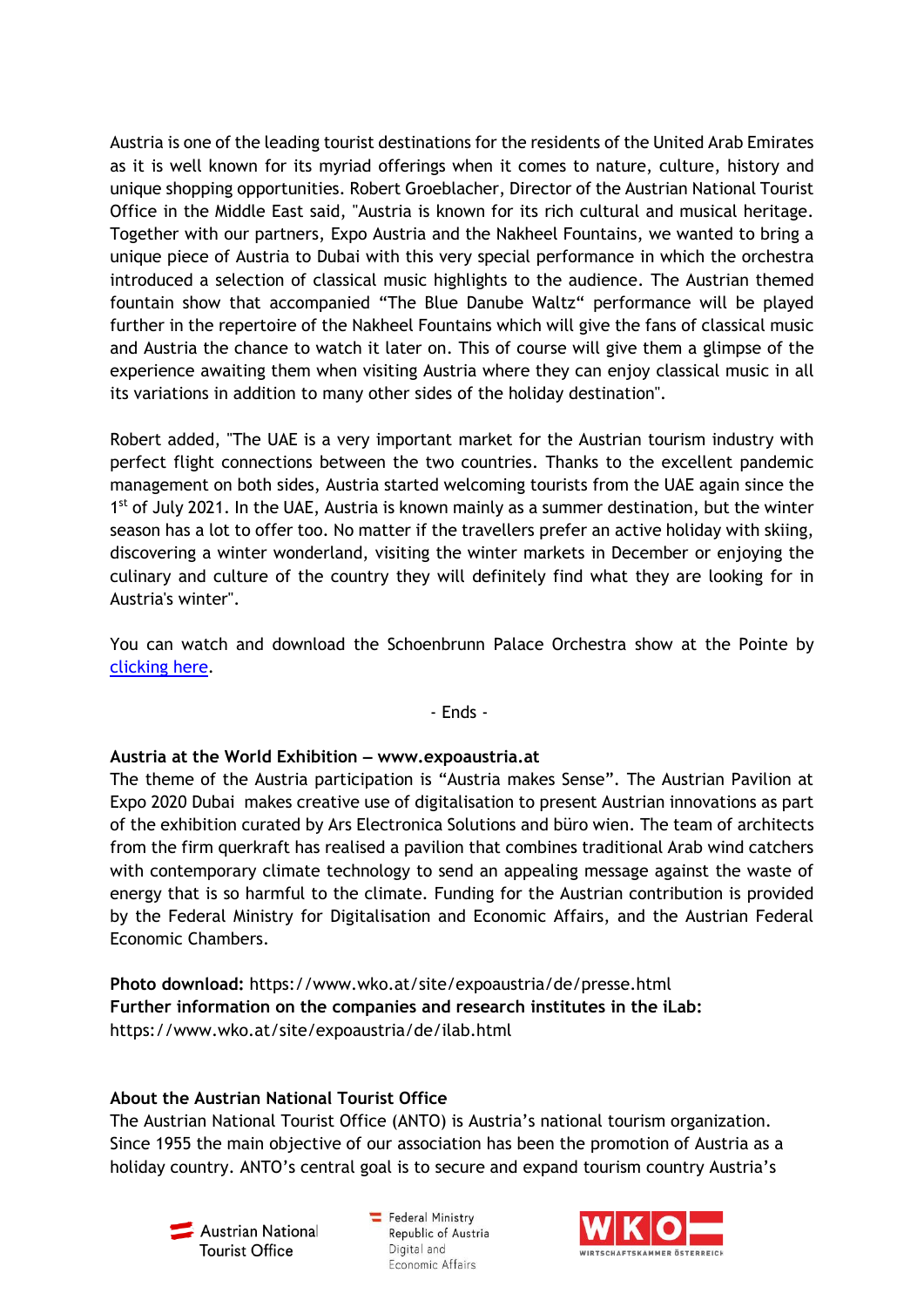Austria is one of the leading tourist destinations for the residents of the United Arab Emirates as it is well known for its myriad offerings when it comes to nature, culture, history and unique shopping opportunities. Robert Groeblacher, Director of the Austrian National Tourist Office in the Middle East said, "Austria is known for its rich cultural and musical heritage. Together with our partners, Expo Austria and the Nakheel Fountains, we wanted to bring a unique piece of Austria to Dubai with this very special performance in which the orchestra introduced a selection of classical music highlights to the audience. The Austrian themed fountain show that accompanied "The Blue Danube Waltz" performance will be played further in the repertoire of the Nakheel Fountains which will give the fans of classical music and Austria the chance to watch it later on. This of course will give them a glimpse of the experience awaiting them when visiting Austria where they can enjoy classical music in all its variations in addition to many other sides of the holiday destination".

Robert added, "The UAE is a very important market for the Austrian tourism industry with perfect flight connections between the two countries. Thanks to the excellent pandemic management on both sides, Austria started welcoming tourists from the UAE again since the 1st of July 2021. In the UAE, Austria is known mainly as a summer destination, but the winter season has a lot to offer too. No matter if the travellers prefer an active holiday with skiing, discovering a winter wonderland, visiting the winter markets in December or enjoying the culinary and culture of the country they will definitely find what they are looking for in Austria's winter".

You can watch and download the Schoenbrunn Palace Orchestra show at the Pointe by clicking here.

- Ends -

**Austria at the World Exhibition – www.expoaustria.at**
The theme of the Austria participation is "Austria makes Sense". The Austrian Pavilion at Expo 2020 Dubai makes creative use of digitalisation to present Austrian innovations as part of the exhibition curated by Ars Electronica Solutions and büro wien. The team of architects from the firm querkraft has realised a pavilion that combines traditional Arab wind catchers with contemporary climate technology to send an appealing message against the waste of energy that is so harmful to the climate. Funding for the Austrian contribution is provided by the Federal Ministry for Digitalisation and Economic Affairs, and the Austrian Federal Economic Chambers.

**Photo download:** https://www.wko.at/site/expoaustria/de/presse.html
**Further information on the companies and research institutes in the iLab:**
https://www.wko.at/site/expoaustria/de/ilab.html

**About the Austrian National Tourist Office**
The Austrian National Tourist Office (ANTO) is Austria's national tourism organization. Since 1955 the main objective of our association has been the promotion of Austria as a holiday country. ANTO's central goal is to secure and expand tourism country Austria's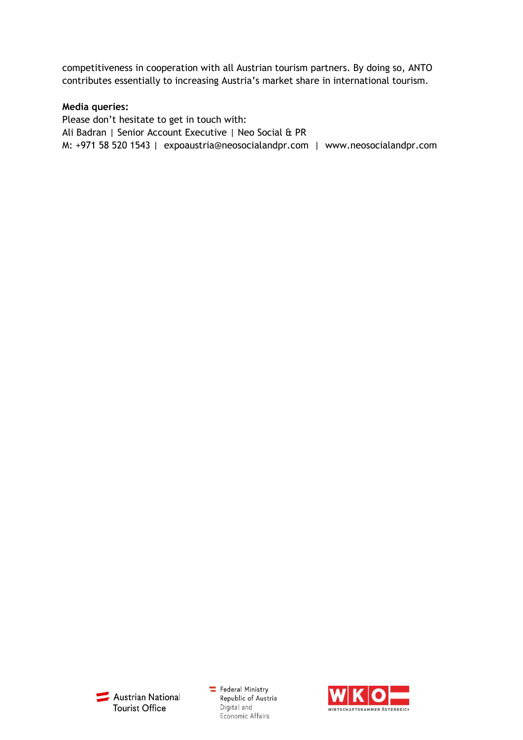competitiveness in cooperation with all Austrian tourism partners. By doing so, ANTO contributes essentially to increasing Austria's market share in international tourism.

**Media queries:**

Please don't hesitate to get in touch with:
Ali Badran | Senior Account Executive | Neo Social & PR
M: +971 58 520 1543 | expoaustria@neosocialandpr.com | www.neosocialandpr.com